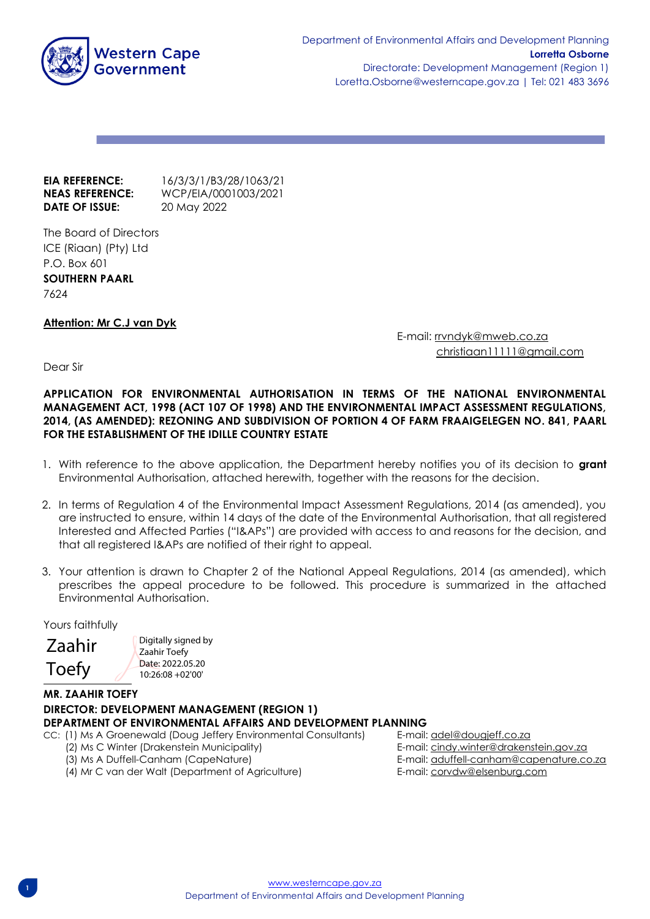Western Cape Government

Department of Environmental Affairs and Development Planning
**Lorretta Osborne**
Directorate: Development Management (Region 1)
Loretta.Osborne@westerncape.gov.za | Tel: 021 483 3696

**EIA REFERENCE:** 16/3/3/1/B3/28/1063/21
**NEAS REFERENCE:** WCP/EIA/0001003/2021
**DATE OF ISSUE:** 20 May 2022

The Board of Directors
ICE (Riaan) (Pty) Ltd
P.O. Box 601
**SOUTHERN PAARL**
7624

**Attention: Mr C.J van Dyk**

E-mail: rrvndyk@mweb.co.za
christiaan11111@gmail.com

Dear Sir

**APPLICATION FOR ENVIRONMENTAL AUTHORISATION IN TERMS OF THE NATIONAL ENVIRONMENTAL MANAGEMENT ACT, 1998 (ACT 107 OF 1998) AND THE ENVIRONMENTAL IMPACT ASSESSMENT REGULATIONS, 2014, (AS AMENDED): REZONING AND SUBDIVISION OF PORTION 4 OF FARM FRAAIGELEGEN NO. 841, PAARL FOR THE ESTABLISHMENT OF THE IDILLE COUNTRY ESTATE**

1. With reference to the above application, the Department hereby notifies you of its decision to **grant** Environmental Authorisation, attached herewith, together with the reasons for the decision.

2. In terms of Regulation 4 of the Environmental Impact Assessment Regulations, 2014 (as amended), you are instructed to ensure, within 14 days of the date of the Environmental Authorisation, that all registered Interested and Affected Parties ("I&APs") are provided with access to and reasons for the decision, and that all registered I&APs are notified of their right to appeal.

3. Your attention is drawn to Chapter 2 of the National Appeal Regulations, 2014 (as amended), which prescribes the appeal procedure to be followed. This procedure is summarized in the attached Environmental Authorisation.

Yours faithfully

Zaahir Toefy
Digitally signed by Zaahir Toefy
Date: 2022.05.20 10:26:08 +02'00'

**MR. ZAAHIR TOEFY**
**DIRECTOR: DEVELOPMENT MANAGEMENT (REGION 1)**
**DEPARTMENT OF ENVIRONMENTAL AFFAIRS AND DEVELOPMENT PLANNING**

CC:
(1) Ms A Groenewald (Doug Jeffery Environmental Consultants) E-mail: adel@dougjeff.co.za
(2) Ms C Winter (Drakenstein Municipality) E-mail: cindy.winter@drakenstein.gov.za
(3) Ms A Duffell-Canham (CapeNature) E-mail: aduffell-canham@capenature.co.za
(4) Mr C van der Walt (Department of Agriculture) E-mail: corvdw@elsenburg.com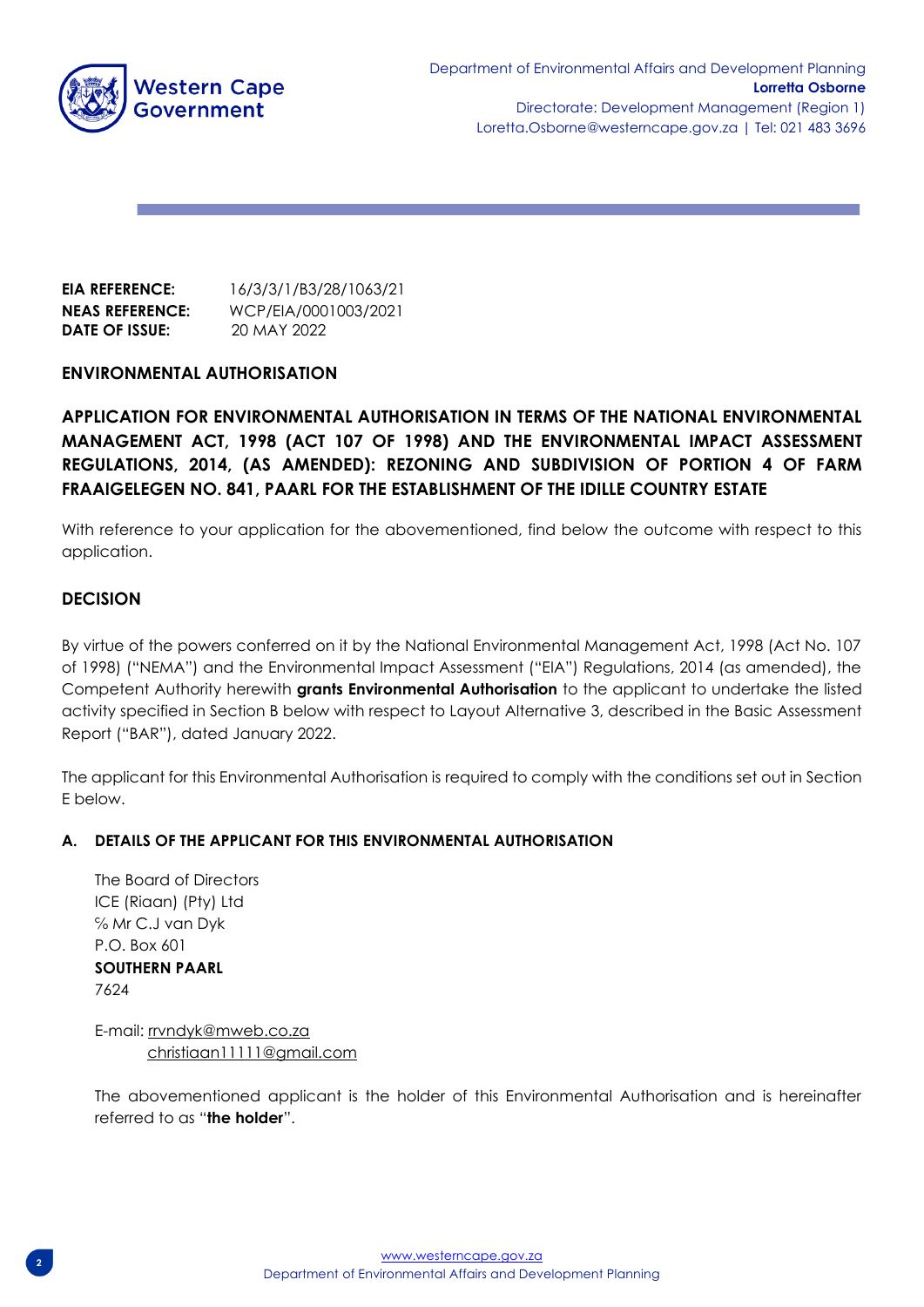Department of Environmental Affairs and Development Planning
**Lorretta Osborne**
Directorate: Development Management (Region 1)
Loretta.Osborne@westerncape.gov.za | Tel: 021 483 3696

**EIA REFERENCE:** 16/3/3/1/B3/28/1063/21
**NEAS REFERENCE:** WCP/EIA/0001003/2021
**DATE OF ISSUE:** 20 MAY 2022

## ENVIRONMENTAL AUTHORISATION

## APPLICATION FOR ENVIRONMENTAL AUTHORISATION IN TERMS OF THE NATIONAL ENVIRONMENTAL MANAGEMENT ACT, 1998 (ACT 107 OF 1998) AND THE ENVIRONMENTAL IMPACT ASSESSMENT REGULATIONS, 2014, (AS AMENDED): REZONING AND SUBDIVISION OF PORTION 4 OF FARM FRAAIGELEGEN NO. 841, PAARL FOR THE ESTABLISHMENT OF THE IDILLE COUNTRY ESTATE

With reference to your application for the abovementioned, find below the outcome with respect to this application.

## DECISION

By virtue of the powers conferred on it by the National Environmental Management Act, 1998 (Act No. 107 of 1998) ("NEMA") and the Environmental Impact Assessment ("EIA") Regulations, 2014 (as amended), the Competent Authority herewith **grants Environmental Authorisation** to the applicant to undertake the listed activity specified in Section B below with respect to Layout Alternative 3, described in the Basic Assessment Report ("BAR"), dated January 2022.

The applicant for this Environmental Authorisation is required to comply with the conditions set out in Section E below.

### A. DETAILS OF THE APPLICANT FOR THIS ENVIRONMENTAL AUTHORISATION

The Board of Directors
ICE (Riaan) (Pty) Ltd
℅ Mr C.J van Dyk
P.O. Box 601
**SOUTHERN PAARL**
7624

E-mail: rrvndyk@mweb.co.za
christiaan11111@gmail.com

The abovementioned applicant is the holder of this Environmental Authorisation and is hereinafter referred to as "**the holder**".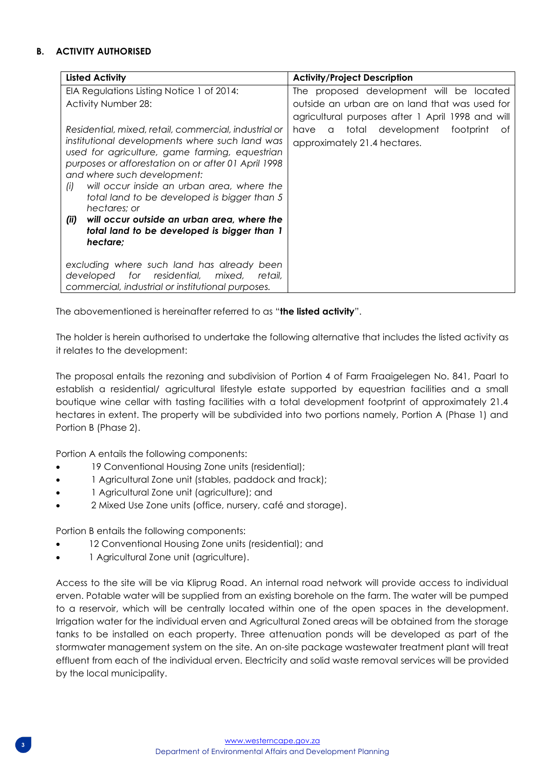### B. ACTIVITY AUTHORISED

| Listed Activity | Activity/Project Description |
|---|---|
| EIA Regulations Listing Notice 1 of 2014:<br>Activity Number 28:<br><br>*Residential, mixed, retail, commercial, industrial or institutional developments where such land was used for agriculture, game farming, equestrian purposes or afforestation on or after 01 April 1998 and where such development:*<br>*(i) will occur inside an urban area, where the total land to be developed is bigger than 5 hectares; or*<br>***(ii) will occur outside an urban area, where the total land to be developed is bigger than 1 hectare;***<br><br>*excluding where such land has already been developed for residential, mixed, retail, commercial, industrial or institutional purposes.* | The proposed development will be located outside an urban are on land that was used for agricultural purposes after 1 April 1998 and will have a total development footprint of approximately 21.4 hectares. |

The abovementioned is hereinafter referred to as "**the listed activity**".

The holder is herein authorised to undertake the following alternative that includes the listed activity as it relates to the development:

The proposal entails the rezoning and subdivision of Portion 4 of Farm Fraaigelegen No. 841, Paarl to establish a residential/ agricultural lifestyle estate supported by equestrian facilities and a small boutique wine cellar with tasting facilities with a total development footprint of approximately 21.4 hectares in extent. The property will be subdivided into two portions namely, Portion A (Phase 1) and Portion B (Phase 2).

Portion A entails the following components:

- 19 Conventional Housing Zone units (residential);
- 1 Agricultural Zone unit (stables, paddock and track);
- 1 Agricultural Zone unit (agriculture); and
- 2 Mixed Use Zone units (office, nursery, café and storage).

Portion B entails the following components:

- 12 Conventional Housing Zone units (residential); and
- 1 Agricultural Zone unit (agriculture).

Access to the site will be via Kliprug Road. An internal road network will provide access to individual erven. Potable water will be supplied from an existing borehole on the farm. The water will be pumped to a reservoir, which will be centrally located within one of the open spaces in the development. Irrigation water for the individual erven and Agricultural Zoned areas will be obtained from the storage tanks to be installed on each property. Three attenuation ponds will be developed as part of the stormwater management system on the site. An on-site package wastewater treatment plant will treat effluent from each of the individual erven. Electricity and solid waste removal services will be provided by the local municipality.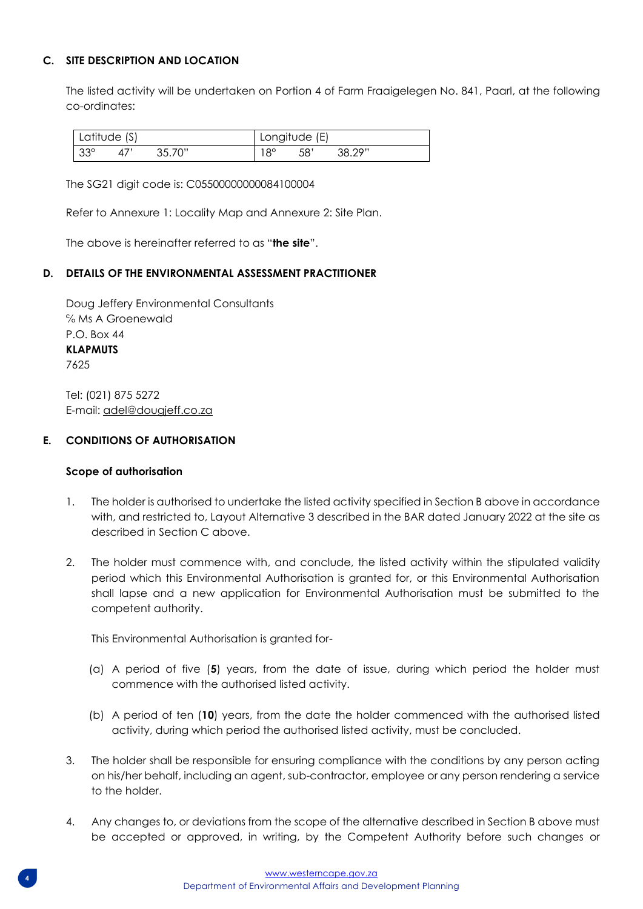## C. SITE DESCRIPTION AND LOCATION

The listed activity will be undertaken on Portion 4 of Farm Fraaigelegen No. 841, Paarl, at the following co-ordinates:

| Latitude (S) | Longitude (E) |
|---|---|
| 33° 47' 35.70" | 18° 58' 38.29" |

The SG21 digit code is: C05500000000084100004

Refer to Annexure 1: Locality Map and Annexure 2: Site Plan.

The above is hereinafter referred to as "**the site**".

## D. DETAILS OF THE ENVIRONMENTAL ASSESSMENT PRACTITIONER

Doug Jeffery Environmental Consultants
% Ms A Groenewald
P.O. Box 44
**KLAPMUTS**
7625

Tel: (021) 875 5272
E-mail: adel@dougjeff.co.za

## E. CONDITIONS OF AUTHORISATION

### Scope of authorisation

1. The holder is authorised to undertake the listed activity specified in Section B above in accordance with, and restricted to, Layout Alternative 3 described in the BAR dated January 2022 at the site as described in Section C above.

2. The holder must commence with, and conclude, the listed activity within the stipulated validity period which this Environmental Authorisation is granted for, or this Environmental Authorisation shall lapse and a new application for Environmental Authorisation must be submitted to the competent authority.

   This Environmental Authorisation is granted for-

   (a) A period of five (**5**) years, from the date of issue, during which period the holder must commence with the authorised listed activity.

   (b) A period of ten (**10**) years, from the date the holder commenced with the authorised listed activity, during which period the authorised listed activity, must be concluded.

3. The holder shall be responsible for ensuring compliance with the conditions by any person acting on his/her behalf, including an agent, sub-contractor, employee or any person rendering a service to the holder.

4. Any changes to, or deviations from the scope of the alternative described in Section B above must be accepted or approved, in writing, by the Competent Authority before such changes or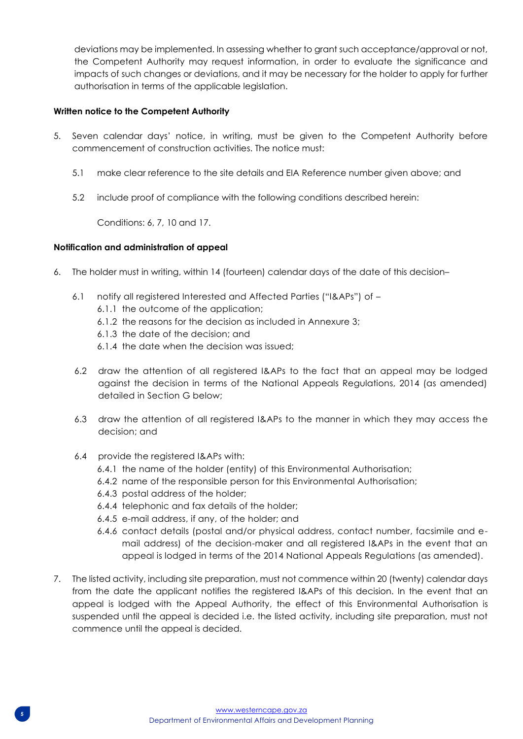deviations may be implemented. In assessing whether to grant such acceptance/approval or not, the Competent Authority may request information, in order to evaluate the significance and impacts of such changes or deviations, and it may be necessary for the holder to apply for further authorisation in terms of the applicable legislation.

**Written notice to the Competent Authority**

5. Seven calendar days' notice, in writing, must be given to the Competent Authority before commencement of construction activities. The notice must:

   5.1 make clear reference to the site details and EIA Reference number given above; and

   5.2 include proof of compliance with the following conditions described herein:

   Conditions: 6, 7, 10 and 17.

**Notification and administration of appeal**

6. The holder must in writing, within 14 (fourteen) calendar days of the date of this decision–

   6.1 notify all registered Interested and Affected Parties ("I&APs") of –
   6.1.1 the outcome of the application;
   6.1.2 the reasons for the decision as included in Annexure 3;
   6.1.3 the date of the decision; and
   6.1.4 the date when the decision was issued;

   6.2 draw the attention of all registered I&APs to the fact that an appeal may be lodged against the decision in terms of the National Appeals Regulations, 2014 (as amended) detailed in Section G below;

   6.3 draw the attention of all registered I&APs to the manner in which they may access the decision; and

   6.4 provide the registered I&APs with:
   6.4.1 the name of the holder (entity) of this Environmental Authorisation;
   6.4.2 name of the responsible person for this Environmental Authorisation;
   6.4.3 postal address of the holder;
   6.4.4 telephonic and fax details of the holder;
   6.4.5 e-mail address, if any, of the holder; and
   6.4.6 contact details (postal and/or physical address, contact number, facsimile and e-mail address) of the decision-maker and all registered I&APs in the event that an appeal is lodged in terms of the 2014 National Appeals Regulations (as amended).

7. The listed activity, including site preparation, must not commence within 20 (twenty) calendar days from the date the applicant notifies the registered I&APs of this decision. In the event that an appeal is lodged with the Appeal Authority, the effect of this Environmental Authorisation is suspended until the appeal is decided i.e. the listed activity, including site preparation, must not commence until the appeal is decided.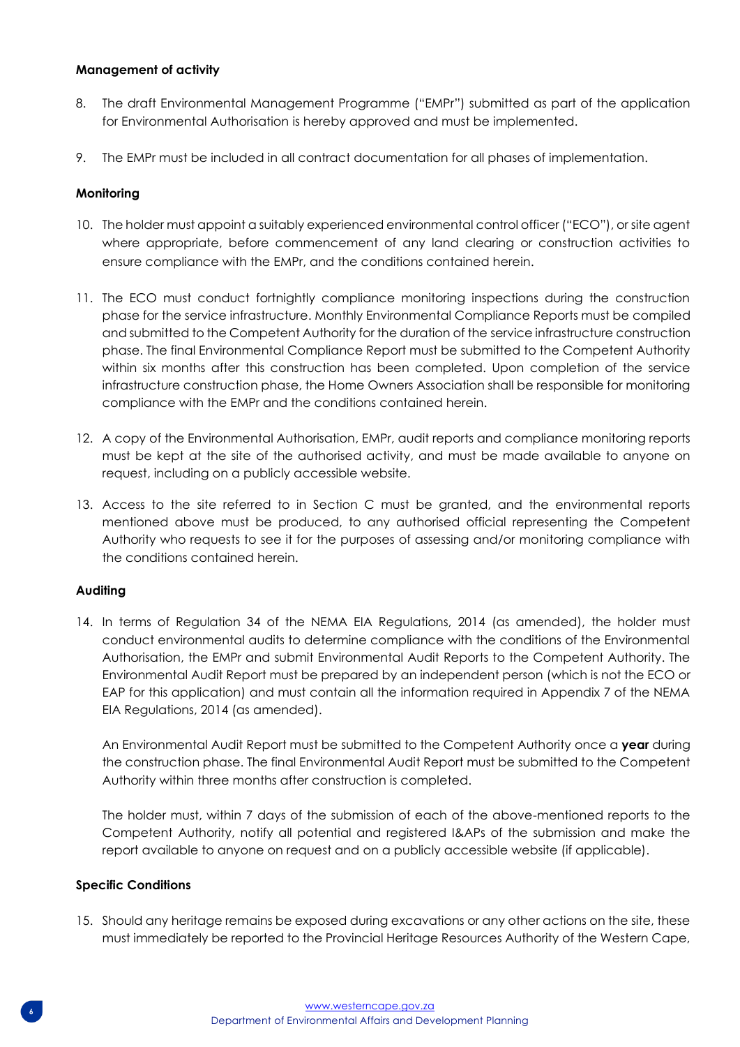**Management of activity**

8. The draft Environmental Management Programme ("EMPr") submitted as part of the application for Environmental Authorisation is hereby approved and must be implemented.

9. The EMPr must be included in all contract documentation for all phases of implementation.

**Monitoring**

10. The holder must appoint a suitably experienced environmental control officer ("ECO"), or site agent where appropriate, before commencement of any land clearing or construction activities to ensure compliance with the EMPr, and the conditions contained herein.

11. The ECO must conduct fortnightly compliance monitoring inspections during the construction phase for the service infrastructure. Monthly Environmental Compliance Reports must be compiled and submitted to the Competent Authority for the duration of the service infrastructure construction phase. The final Environmental Compliance Report must be submitted to the Competent Authority within six months after this construction has been completed. Upon completion of the service infrastructure construction phase, the Home Owners Association shall be responsible for monitoring compliance with the EMPr and the conditions contained herein.

12. A copy of the Environmental Authorisation, EMPr, audit reports and compliance monitoring reports must be kept at the site of the authorised activity, and must be made available to anyone on request, including on a publicly accessible website.

13. Access to the site referred to in Section C must be granted, and the environmental reports mentioned above must be produced, to any authorised official representing the Competent Authority who requests to see it for the purposes of assessing and/or monitoring compliance with the conditions contained herein.

**Auditing**

14. In terms of Regulation 34 of the NEMA EIA Regulations, 2014 (as amended), the holder must conduct environmental audits to determine compliance with the conditions of the Environmental Authorisation, the EMPr and submit Environmental Audit Reports to the Competent Authority. The Environmental Audit Report must be prepared by an independent person (which is not the ECO or EAP for this application) and must contain all the information required in Appendix 7 of the NEMA EIA Regulations, 2014 (as amended).

    An Environmental Audit Report must be submitted to the Competent Authority once a **year** during the construction phase. The final Environmental Audit Report must be submitted to the Competent Authority within three months after construction is completed.

    The holder must, within 7 days of the submission of each of the above-mentioned reports to the Competent Authority, notify all potential and registered I&APs of the submission and make the report available to anyone on request and on a publicly accessible website (if applicable).

**Specific Conditions**

15. Should any heritage remains be exposed during excavations or any other actions on the site, these must immediately be reported to the Provincial Heritage Resources Authority of the Western Cape,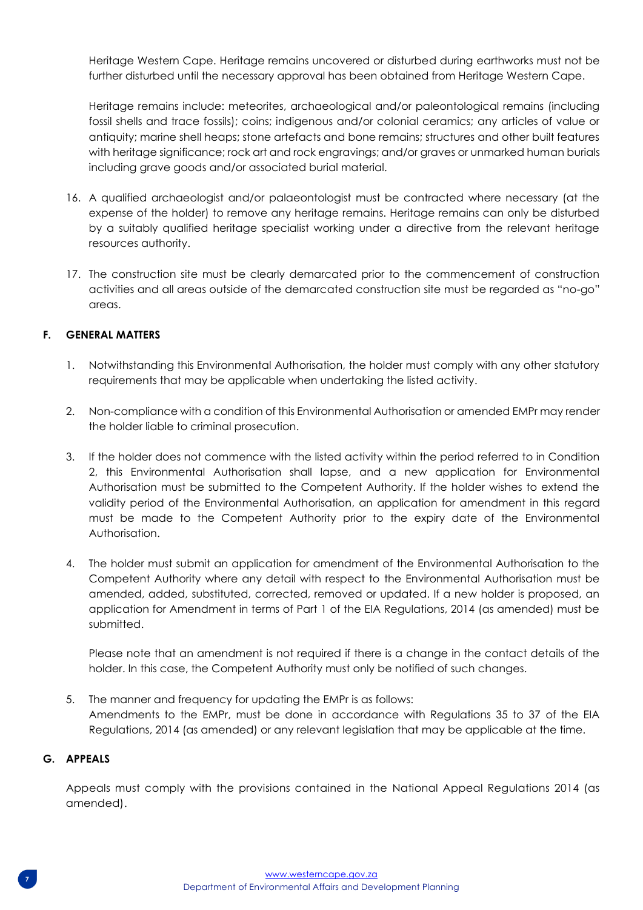Heritage Western Cape. Heritage remains uncovered or disturbed during earthworks must not be further disturbed until the necessary approval has been obtained from Heritage Western Cape.

Heritage remains include: meteorites, archaeological and/or paleontological remains (including fossil shells and trace fossils); coins; indigenous and/or colonial ceramics; any articles of value or antiquity; marine shell heaps; stone artefacts and bone remains; structures and other built features with heritage significance; rock art and rock engravings; and/or graves or unmarked human burials including grave goods and/or associated burial material.

16. A qualified archaeologist and/or palaeontologist must be contracted where necessary (at the expense of the holder) to remove any heritage remains. Heritage remains can only be disturbed by a suitably qualified heritage specialist working under a directive from the relevant heritage resources authority.

17. The construction site must be clearly demarcated prior to the commencement of construction activities and all areas outside of the demarcated construction site must be regarded as "no-go" areas.

**F. GENERAL MATTERS**

1. Notwithstanding this Environmental Authorisation, the holder must comply with any other statutory requirements that may be applicable when undertaking the listed activity.

2. Non-compliance with a condition of this Environmental Authorisation or amended EMPr may render the holder liable to criminal prosecution.

3. If the holder does not commence with the listed activity within the period referred to in Condition 2, this Environmental Authorisation shall lapse, and a new application for Environmental Authorisation must be submitted to the Competent Authority. If the holder wishes to extend the validity period of the Environmental Authorisation, an application for amendment in this regard must be made to the Competent Authority prior to the expiry date of the Environmental Authorisation.

4. The holder must submit an application for amendment of the Environmental Authorisation to the Competent Authority where any detail with respect to the Environmental Authorisation must be amended, added, substituted, corrected, removed or updated. If a new holder is proposed, an application for Amendment in terms of Part 1 of the EIA Regulations, 2014 (as amended) must be submitted.

   Please note that an amendment is not required if there is a change in the contact details of the holder. In this case, the Competent Authority must only be notified of such changes.

5. The manner and frequency for updating the EMPr is as follows:
   Amendments to the EMPr, must be done in accordance with Regulations 35 to 37 of the EIA Regulations, 2014 (as amended) or any relevant legislation that may be applicable at the time.

**G. APPEALS**

Appeals must comply with the provisions contained in the National Appeal Regulations 2014 (as amended).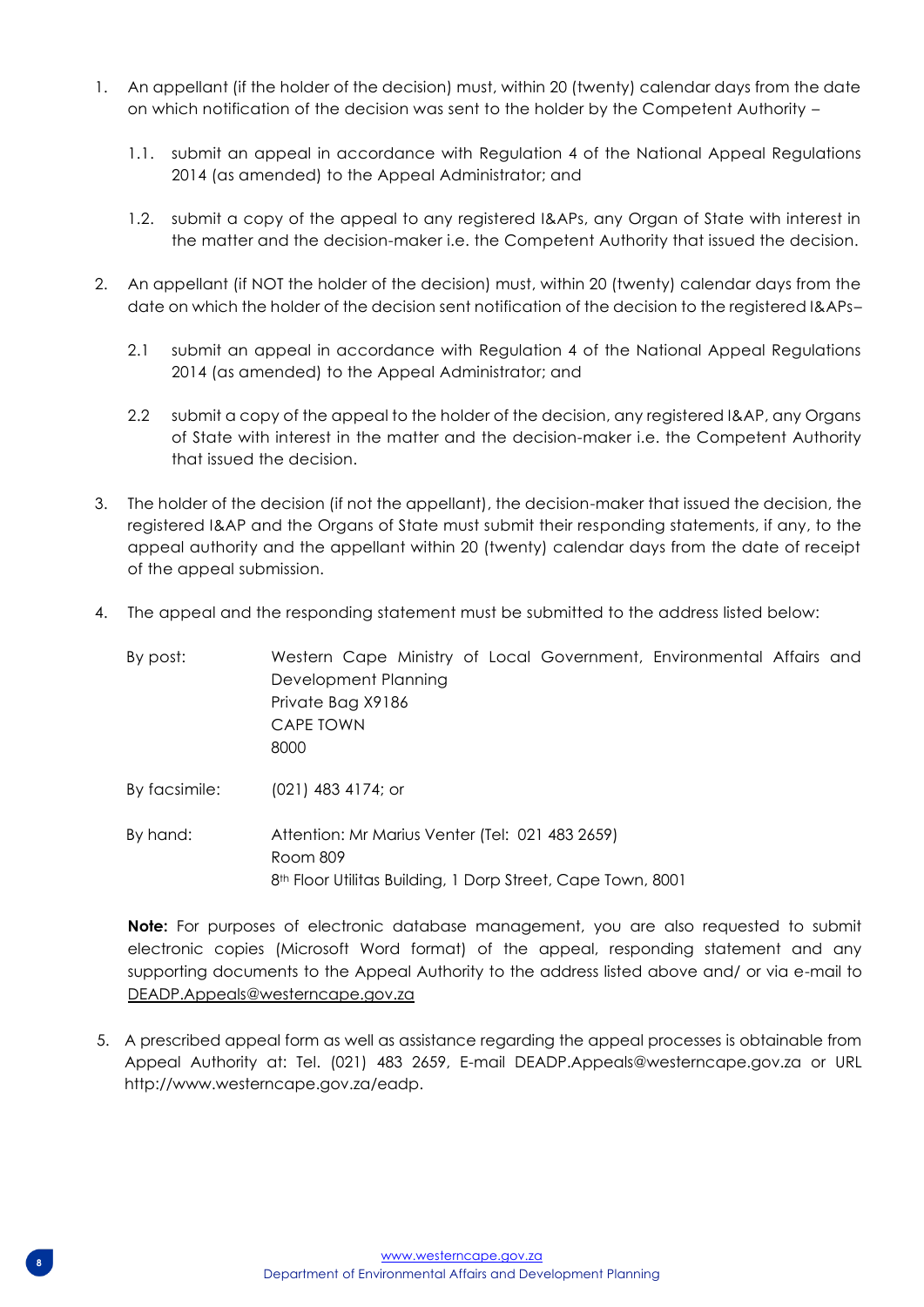1. An appellant (if the holder of the decision) must, within 20 (twenty) calendar days from the date on which notification of the decision was sent to the holder by the Competent Authority –

   1.1. submit an appeal in accordance with Regulation 4 of the National Appeal Regulations 2014 (as amended) to the Appeal Administrator; and

   1.2. submit a copy of the appeal to any registered I&APs, any Organ of State with interest in the matter and the decision-maker i.e. the Competent Authority that issued the decision.

2. An appellant (if NOT the holder of the decision) must, within 20 (twenty) calendar days from the date on which the holder of the decision sent notification of the decision to the registered I&APs–

   2.1 submit an appeal in accordance with Regulation 4 of the National Appeal Regulations 2014 (as amended) to the Appeal Administrator; and

   2.2 submit a copy of the appeal to the holder of the decision, any registered I&AP, any Organs of State with interest in the matter and the decision-maker i.e. the Competent Authority that issued the decision.

3. The holder of the decision (if not the appellant), the decision-maker that issued the decision, the registered I&AP and the Organs of State must submit their responding statements, if any, to the appeal authority and the appellant within 20 (twenty) calendar days from the date of receipt of the appeal submission.

4. The appeal and the responding statement must be submitted to the address listed below:

   By post: Western Cape Ministry of Local Government, Environmental Affairs and Development Planning
   Private Bag X9186
   CAPE TOWN
   8000

   By facsimile: (021) 483 4174; or

   By hand: Attention: Mr Marius Venter (Tel: 021 483 2659)
   Room 809
   8th Floor Utilitas Building, 1 Dorp Street, Cape Town, 8001

   **Note:** For purposes of electronic database management, you are also requested to submit electronic copies (Microsoft Word format) of the appeal, responding statement and any supporting documents to the Appeal Authority to the address listed above and/ or via e-mail to DEADP.Appeals@westerncape.gov.za

5. A prescribed appeal form as well as assistance regarding the appeal processes is obtainable from Appeal Authority at: Tel. (021) 483 2659, E-mail DEADP.Appeals@westerncape.gov.za or URL http://www.westerncape.gov.za/eadp.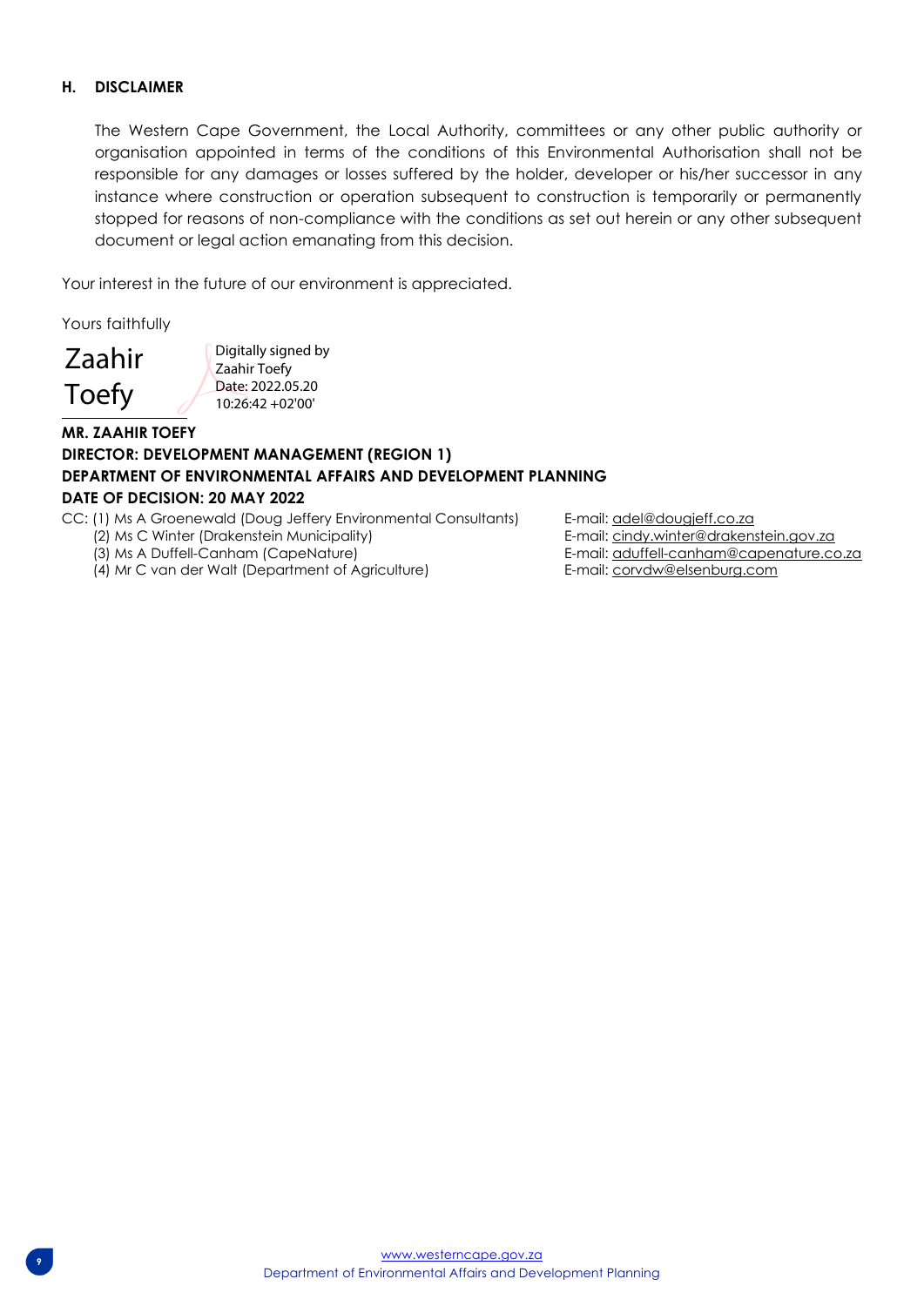## H. DISCLAIMER

The Western Cape Government, the Local Authority, committees or any other public authority or organisation appointed in terms of the conditions of this Environmental Authorisation shall not be responsible for any damages or losses suffered by the holder, developer or his/her successor in any instance where construction or operation subsequent to construction is temporarily or permanently stopped for reasons of non-compliance with the conditions as set out herein or any other subsequent document or legal action emanating from this decision.

Your interest in the future of our environment is appreciated.

Yours faithfully

Zaahir Toefy — Digitally signed by Zaahir Toefy Date: 2022.05.20 10:26:42 +02'00'

**MR. ZAAHIR TOEFY**
**DIRECTOR: DEVELOPMENT MANAGEMENT (REGION 1)**
**DEPARTMENT OF ENVIRONMENTAL AFFAIRS AND DEVELOPMENT PLANNING**
**DATE OF DECISION: 20 MAY 2022**

CC: (1) Ms A Groenewald (Doug Jeffery Environmental Consultants) E-mail: adel@dougjeff.co.za
(2) Ms C Winter (Drakenstein Municipality) E-mail: cindy.winter@drakenstein.gov.za
(3) Ms A Duffell-Canham (CapeNature) E-mail: aduffell-canham@capenature.co.za
(4) Mr C van der Walt (Department of Agriculture) E-mail: corvdw@elsenburg.com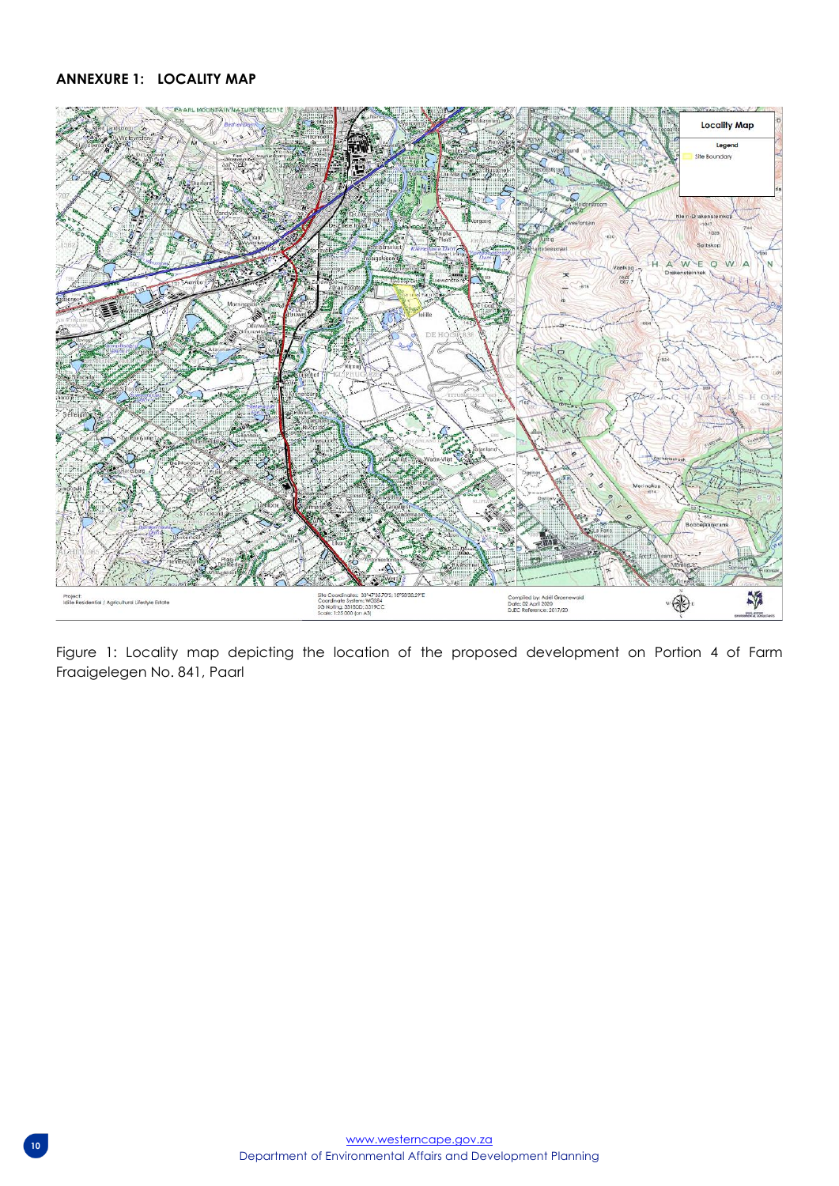## ANNEXURE 1: LOCALITY MAP

Figure 1: Locality map depicting the location of the proposed development on Portion 4 of Farm Fraaigelegen No. 841, Paarl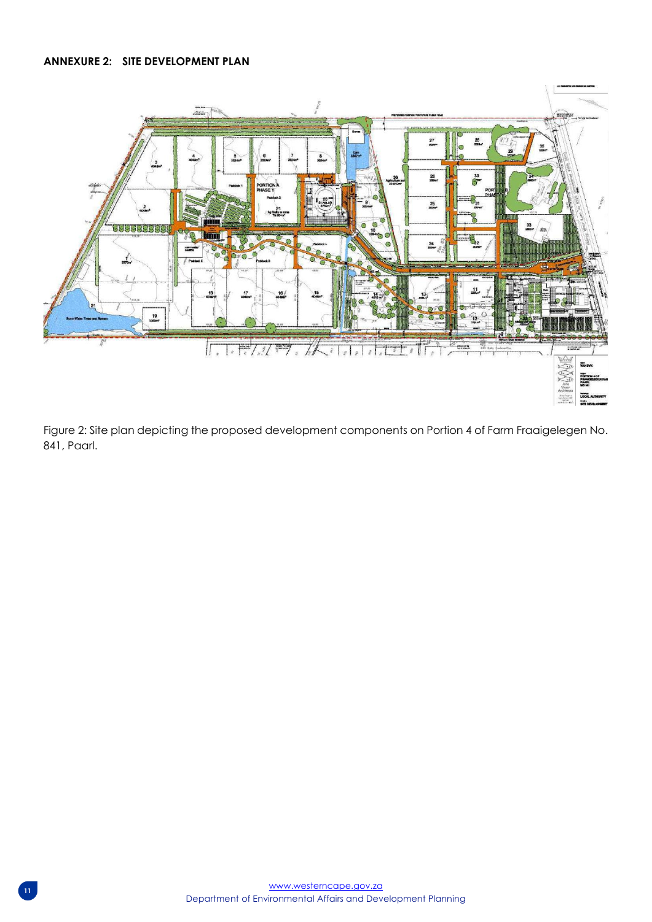## ANNEXURE 2: SITE DEVELOPMENT PLAN

Figure 2: Site plan depicting the proposed development components on Portion 4 of Farm Fraaigelegen No. 841, Paarl.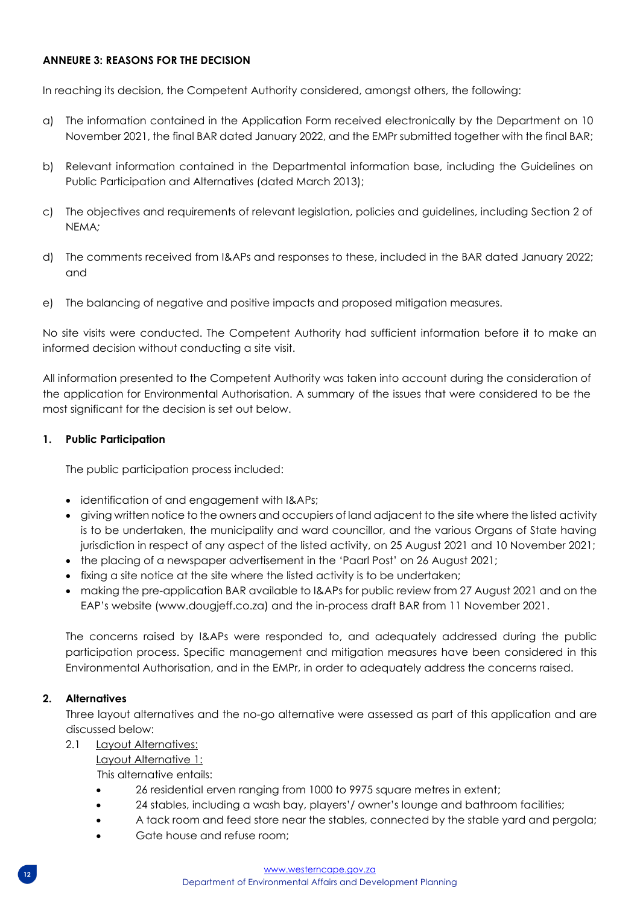**ANNEURE 3: REASONS FOR THE DECISION**

In reaching its decision, the Competent Authority considered, amongst others, the following:

a) The information contained in the Application Form received electronically by the Department on 10 November 2021, the final BAR dated January 2022, and the EMPr submitted together with the final BAR;

b) Relevant information contained in the Departmental information base, including the Guidelines on Public Participation and Alternatives (dated March 2013);

c) The objectives and requirements of relevant legislation, policies and guidelines, including Section 2 of NEMA;

d) The comments received from I&APs and responses to these, included in the BAR dated January 2022; and

e) The balancing of negative and positive impacts and proposed mitigation measures.

No site visits were conducted. The Competent Authority had sufficient information before it to make an informed decision without conducting a site visit.

All information presented to the Competent Authority was taken into account during the consideration of the application for Environmental Authorisation. A summary of the issues that were considered to be the most significant for the decision is set out below.

**1. Public Participation**

The public participation process included:

- identification of and engagement with I&APs;
- giving written notice to the owners and occupiers of land adjacent to the site where the listed activity is to be undertaken, the municipality and ward councillor, and the various Organs of State having jurisdiction in respect of any aspect of the listed activity, on 25 August 2021 and 10 November 2021;
- the placing of a newspaper advertisement in the 'Paarl Post' on 26 August 2021;
- fixing a site notice at the site where the listed activity is to be undertaken;
- making the pre-application BAR available to I&APs for public review from 27 August 2021 and on the EAP's website (www.dougjeff.co.za) and the in-process draft BAR from 11 November 2021.

The concerns raised by I&APs were responded to, and adequately addressed during the public participation process. Specific management and mitigation measures have been considered in this Environmental Authorisation, and in the EMPr, in order to adequately address the concerns raised.

**2. Alternatives**

Three layout alternatives and the no-go alternative were assessed as part of this application and are discussed below:

2.1 Layout Alternatives:

Layout Alternative 1:

This alternative entails:

- 26 residential erven ranging from 1000 to 9975 square metres in extent;
- 24 stables, including a wash bay, players'/ owner's lounge and bathroom facilities;
- A tack room and feed store near the stables, connected by the stable yard and pergola;
- Gate house and refuse room;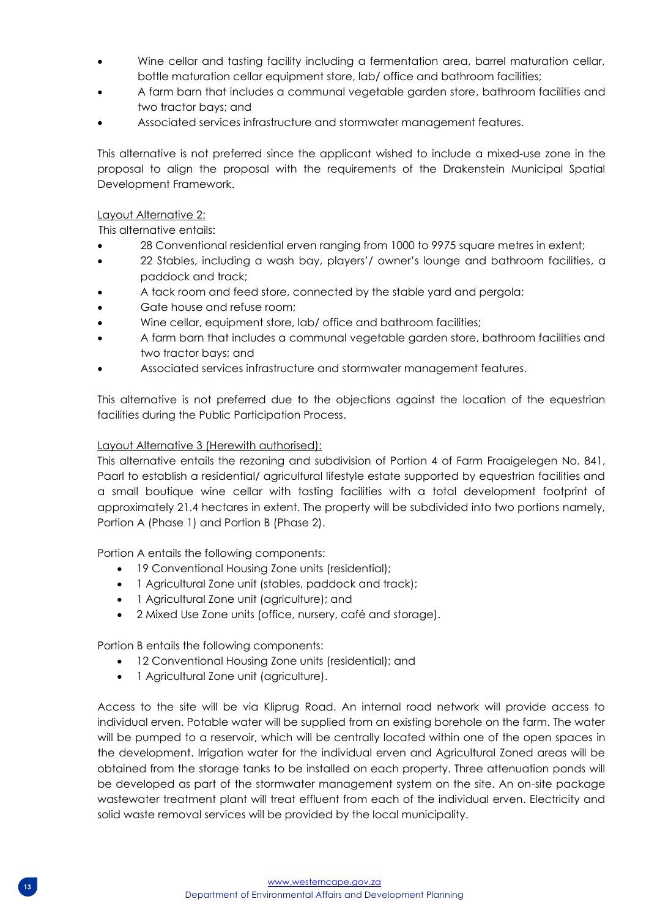- Wine cellar and tasting facility including a fermentation area, barrel maturation cellar, bottle maturation cellar equipment store, lab/ office and bathroom facilities;
- A farm barn that includes a communal vegetable garden store, bathroom facilities and two tractor bays; and
- Associated services infrastructure and stormwater management features.

This alternative is not preferred since the applicant wished to include a mixed-use zone in the proposal to align the proposal with the requirements of the Drakenstein Municipal Spatial Development Framework.

<u>Layout Alternative 2:</u>

This alternative entails:

- 28 Conventional residential erven ranging from 1000 to 9975 square metres in extent;
- 22 Stables, including a wash bay, players'/ owner's lounge and bathroom facilities, a paddock and track;
- A tack room and feed store, connected by the stable yard and pergola;
- Gate house and refuse room;
- Wine cellar, equipment store, lab/ office and bathroom facilities;
- A farm barn that includes a communal vegetable garden store, bathroom facilities and two tractor bays; and
- Associated services infrastructure and stormwater management features.

This alternative is not preferred due to the objections against the location of the equestrian facilities during the Public Participation Process.

<u>Layout Alternative 3 (Herewith authorised):</u>

This alternative entails the rezoning and subdivision of Portion 4 of Farm Fraaigelegen No. 841, Paarl to establish a residential/ agricultural lifestyle estate supported by equestrian facilities and a small boutique wine cellar with tasting facilities with a total development footprint of approximately 21.4 hectares in extent. The property will be subdivided into two portions namely, Portion A (Phase 1) and Portion B (Phase 2).

Portion A entails the following components:

- 19 Conventional Housing Zone units (residential);
- 1 Agricultural Zone unit (stables, paddock and track);
- 1 Agricultural Zone unit (agriculture); and
- 2 Mixed Use Zone units (office, nursery, café and storage).

Portion B entails the following components:

- 12 Conventional Housing Zone units (residential); and
- 1 Agricultural Zone unit (agriculture).

Access to the site will be via Kliprug Road. An internal road network will provide access to individual erven. Potable water will be supplied from an existing borehole on the farm. The water will be pumped to a reservoir, which will be centrally located within one of the open spaces in the development. Irrigation water for the individual erven and Agricultural Zoned areas will be obtained from the storage tanks to be installed on each property. Three attenuation ponds will be developed as part of the stormwater management system on the site. An on-site package wastewater treatment plant will treat effluent from each of the individual erven. Electricity and solid waste removal services will be provided by the local municipality.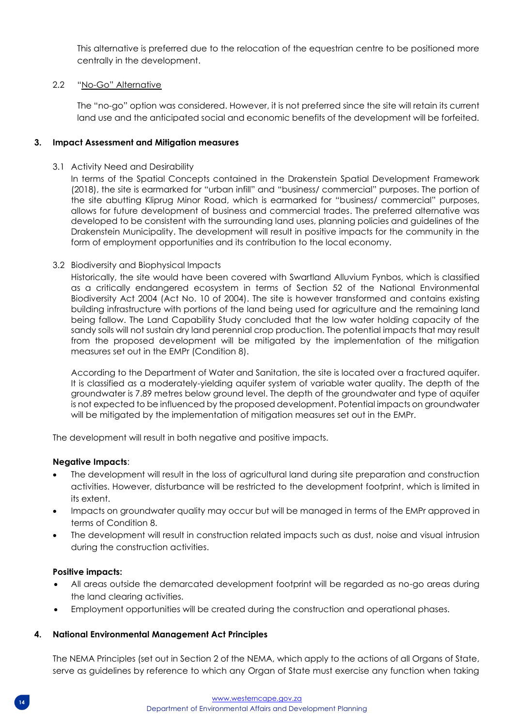This alternative is preferred due to the relocation of the equestrian centre to be positioned more centrally in the development.

2.2 "No-Go" Alternative

The "no-go" option was considered. However, it is not preferred since the site will retain its current land use and the anticipated social and economic benefits of the development will be forfeited.

**3. Impact Assessment and Mitigation measures**

3.1 Activity Need and Desirability

In terms of the Spatial Concepts contained in the Drakenstein Spatial Development Framework (2018), the site is earmarked for "urban infill" and "business/ commercial" purposes. The portion of the site abutting Kliprug Minor Road, which is earmarked for "business/ commercial" purposes, allows for future development of business and commercial trades. The preferred alternative was developed to be consistent with the surrounding land uses, planning policies and guidelines of the Drakenstein Municipality. The development will result in positive impacts for the community in the form of employment opportunities and its contribution to the local economy.

3.2 Biodiversity and Biophysical Impacts

Historically, the site would have been covered with Swartland Alluvium Fynbos, which is classified as a critically endangered ecosystem in terms of Section 52 of the National Environmental Biodiversity Act 2004 (Act No. 10 of 2004). The site is however transformed and contains existing building infrastructure with portions of the land being used for agriculture and the remaining land being fallow. The Land Capability Study concluded that the low water holding capacity of the sandy soils will not sustain dry land perennial crop production. The potential impacts that may result from the proposed development will be mitigated by the implementation of the mitigation measures set out in the EMPr (Condition 8).

According to the Department of Water and Sanitation, the site is located over a fractured aquifer. It is classified as a moderately-yielding aquifer system of variable water quality. The depth of the groundwater is 7.89 metres below ground level. The depth of the groundwater and type of aquifer is not expected to be influenced by the proposed development. Potential impacts on groundwater will be mitigated by the implementation of mitigation measures set out in the EMPr.

The development will result in both negative and positive impacts.

**Negative Impacts**:

- The development will result in the loss of agricultural land during site preparation and construction activities. However, disturbance will be restricted to the development footprint, which is limited in its extent.
- Impacts on groundwater quality may occur but will be managed in terms of the EMPr approved in terms of Condition 8.
- The development will result in construction related impacts such as dust, noise and visual intrusion during the construction activities.

**Positive impacts:**

- All areas outside the demarcated development footprint will be regarded as no-go areas during the land clearing activities.
- Employment opportunities will be created during the construction and operational phases.

**4. National Environmental Management Act Principles**

The NEMA Principles (set out in Section 2 of the NEMA, which apply to the actions of all Organs of State, serve as guidelines by reference to which any Organ of State must exercise any function when taking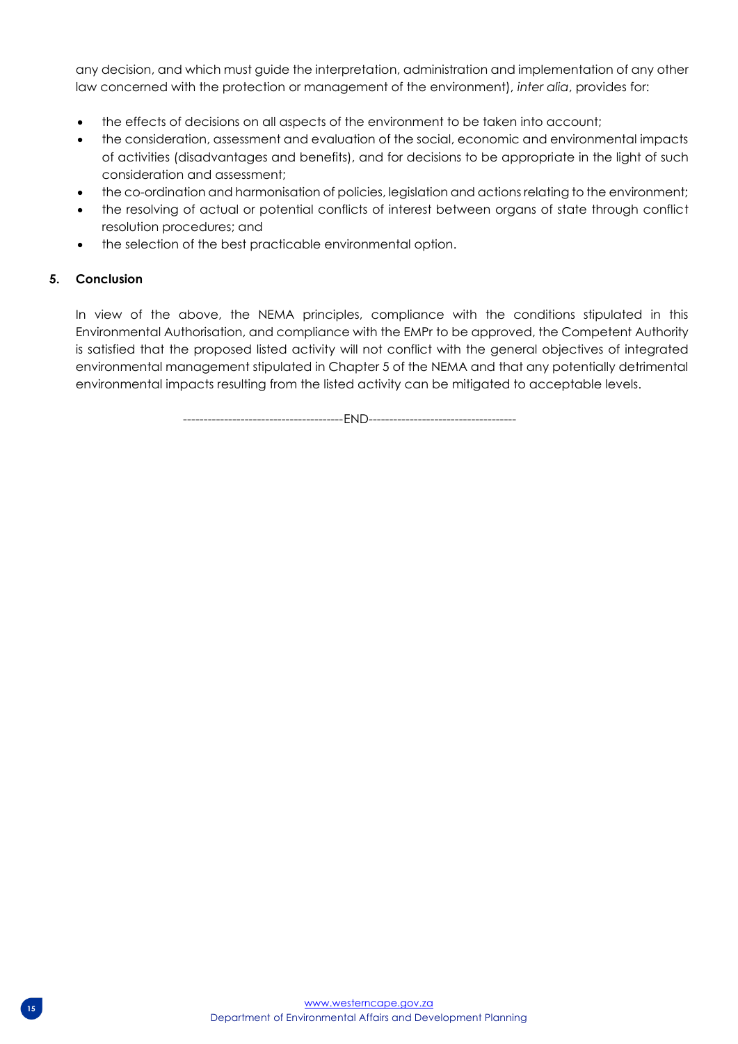any decision, and which must guide the interpretation, administration and implementation of any other law concerned with the protection or management of the environment), *inter alia*, provides for:

- the effects of decisions on all aspects of the environment to be taken into account;
- the consideration, assessment and evaluation of the social, economic and environmental impacts of activities (disadvantages and benefits), and for decisions to be appropriate in the light of such consideration and assessment;
- the co-ordination and harmonisation of policies, legislation and actions relating to the environment;
- the resolving of actual or potential conflicts of interest between organs of state through conflict resolution procedures; and
- the selection of the best practicable environmental option.

## 5. Conclusion

In view of the above, the NEMA principles, compliance with the conditions stipulated in this Environmental Authorisation, and compliance with the EMPr to be approved, the Competent Authority is satisfied that the proposed listed activity will not conflict with the general objectives of integrated environmental management stipulated in Chapter 5 of the NEMA and that any potentially detrimental environmental impacts resulting from the listed activity can be mitigated to acceptable levels.

---------------------------------------END------------------------------------